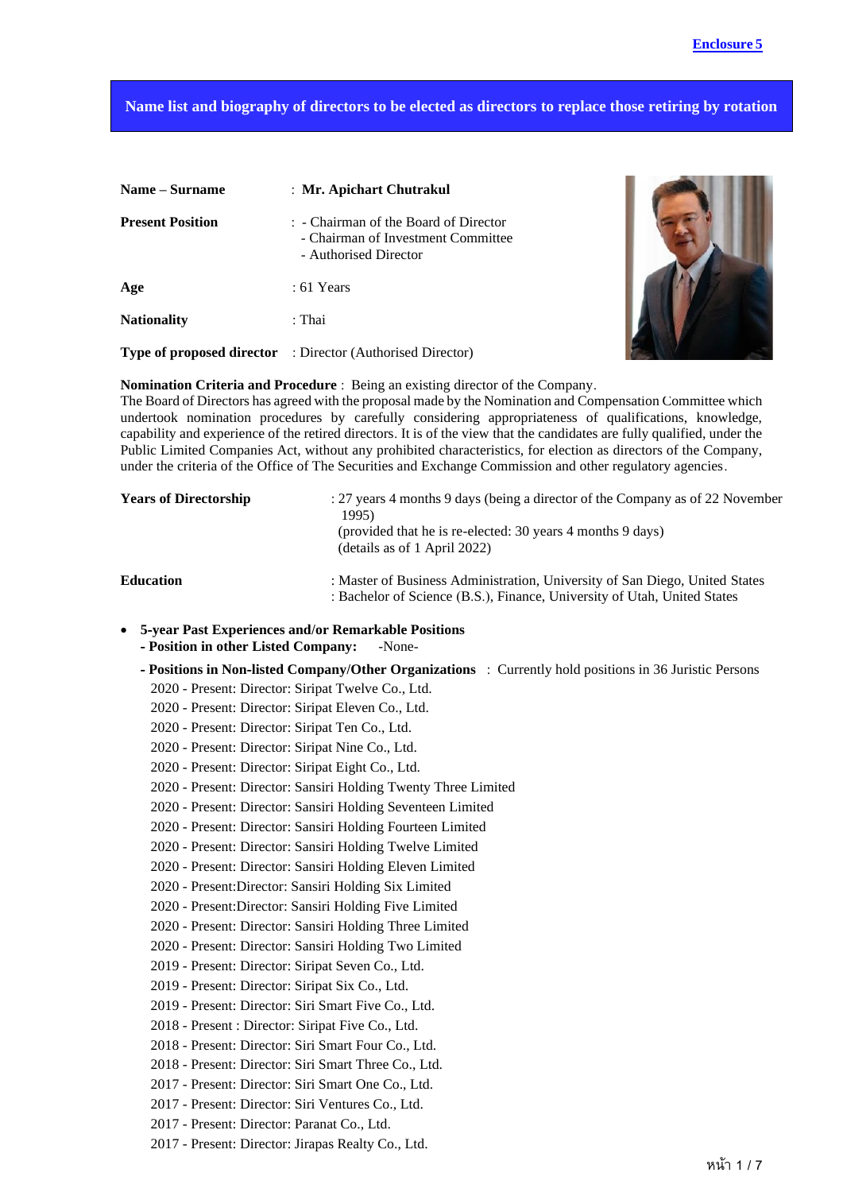Enclosure 5

# Name list and biography of directors to be elected as directors to replace those retiring by rotation

| | |
|---|---|
| **Name – Surname** | : **Mr. Apichart Chutrakul** |
| **Present Position** | : - Chairman of the Board of Director<br>- Chairman of Investment Committee<br>- Authorised Director |
| **Age** | : 61 Years |
| **Nationality** | : Thai |
| **Type of proposed director** | : Director (Authorised Director) |

**Nomination Criteria and Procedure** : Being an existing director of the Company.
The Board of Directors has agreed with the proposal made by the Nomination and Compensation Committee which undertook nomination procedures by carefully considering appropriateness of qualifications, knowledge, capability and experience of the retired directors. It is of the view that the candidates are fully qualified, under the Public Limited Companies Act, without any prohibited characteristics, for election as directors of the Company, under the criteria of the Office of The Securities and Exchange Commission and other regulatory agencies.

| | |
|---|---|
| **Years of Directorship** | : 27 years 4 months 9 days (being a director of the Company as of 22 November 1995)<br>(provided that he is re-elected: 30 years 4 months 9 days)<br>(details as of 1 April 2022) |
| **Education** | : Master of Business Administration, University of San Diego, United States<br>: Bachelor of Science (B.S.), Finance, University of Utah, United States |

- **5-year Past Experiences and/or Remarkable Positions**
  - **- Position in other Listed Company:** -None-
  - **- Positions in Non-listed Company/Other Organizations** : Currently hold positions in 36 Juristic Persons

    2020 - Present: Director: Siripat Twelve Co., Ltd.
    2020 - Present: Director: Siripat Eleven Co., Ltd.
    2020 - Present: Director: Siripat Ten Co., Ltd.
    2020 - Present: Director: Siripat Nine Co., Ltd.
    2020 - Present: Director: Siripat Eight Co., Ltd.
    2020 - Present: Director: Sansiri Holding Twenty Three Limited
    2020 - Present: Director: Sansiri Holding Seventeen Limited
    2020 - Present: Director: Sansiri Holding Fourteen Limited
    2020 - Present: Director: Sansiri Holding Twelve Limited
    2020 - Present: Director: Sansiri Holding Eleven Limited
    2020 - Present:Director: Sansiri Holding Six Limited
    2020 - Present:Director: Sansiri Holding Five Limited
    2020 - Present: Director: Sansiri Holding Three Limited
    2020 - Present: Director: Sansiri Holding Two Limited
    2019 - Present: Director: Siripat Seven Co., Ltd.
    2019 - Present: Director: Siripat Six Co., Ltd.
    2019 - Present: Director: Siri Smart Five Co., Ltd.
    2018 - Present : Director: Siripat Five Co., Ltd.
    2018 - Present: Director: Siri Smart Four Co., Ltd.
    2018 - Present: Director: Siri Smart Three Co., Ltd.
    2017 - Present: Director: Siri Smart One Co., Ltd.
    2017 - Present: Director: Siri Ventures Co., Ltd.
    2017 - Present: Director: Paranat Co., Ltd.
    2017 - Present: Director: Jirapas Realty Co., Ltd.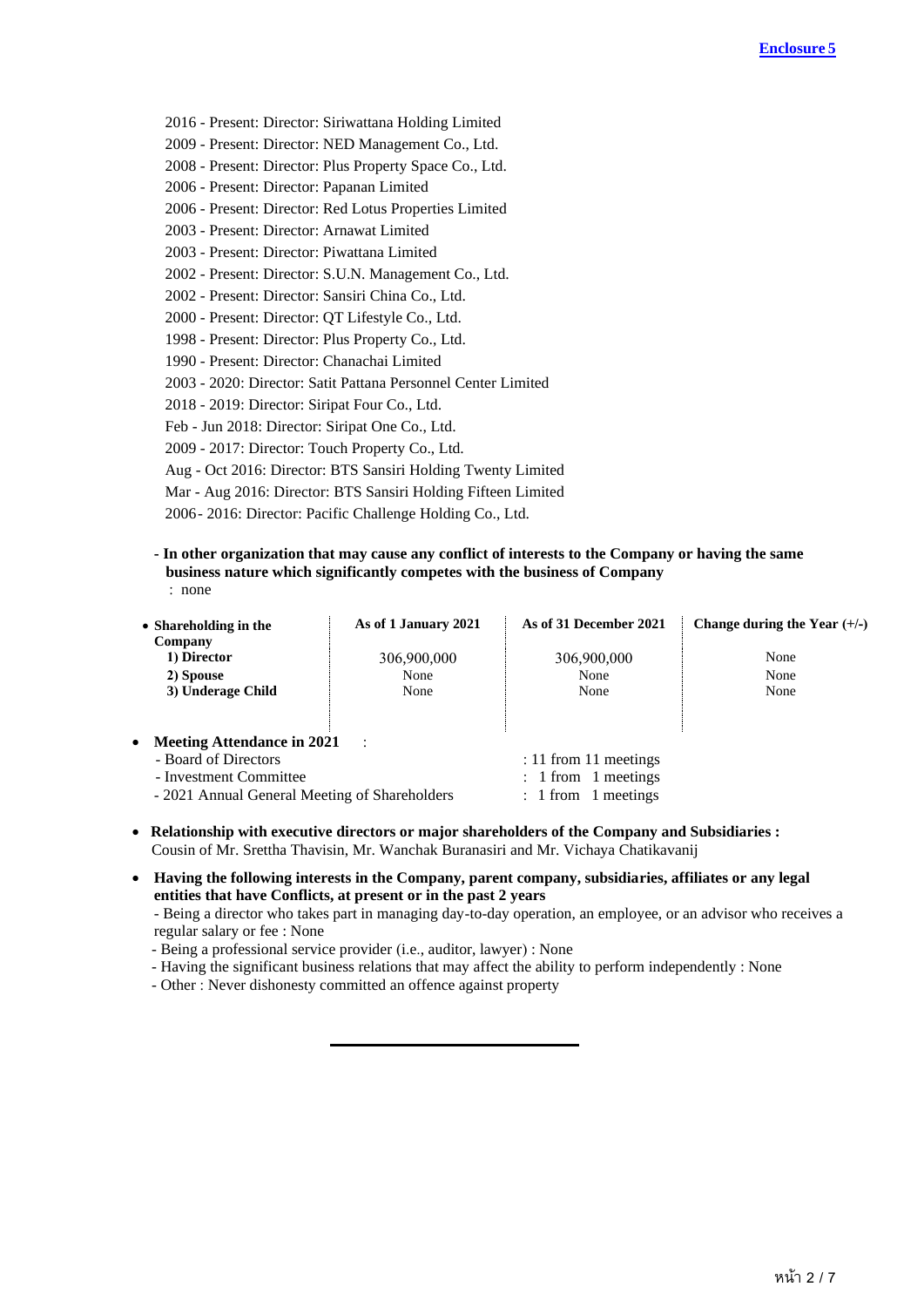2016 - Present: Director: Siriwattana Holding Limited
2009 - Present: Director: NED Management Co., Ltd.
2008 - Present: Director: Plus Property Space Co., Ltd.
2006 - Present: Director: Papanan Limited
2006 - Present: Director: Red Lotus Properties Limited
2003 - Present: Director: Arnawat Limited
2003 - Present: Director: Piwattana Limited
2002 - Present: Director: S.U.N. Management Co., Ltd.
2002 - Present: Director: Sansiri China Co., Ltd.
2000 - Present: Director: QT Lifestyle Co., Ltd.
1998 - Present: Director: Plus Property Co., Ltd.
1990 - Present: Director: Chanachai Limited
2003 - 2020: Director: Satit Pattana Personnel Center Limited
2018 - 2019: Director: Siripat Four Co., Ltd.
Feb - Jun 2018: Director: Siripat One Co., Ltd.
2009 - 2017: Director: Touch Property Co., Ltd.
Aug - Oct 2016: Director: BTS Sansiri Holding Twenty Limited
Mar - Aug 2016: Director: BTS Sansiri Holding Fifteen Limited
2006- 2016: Director: Pacific Challenge Holding Co., Ltd.

**- In other organization that may cause any conflict of interests to the Company or having the same business nature which significantly competes with the business of Company**
: none

| **Shareholding in the Company** | **As of 1 January 2021** | **As of 31 December 2021** | **Change during the Year (+/-)** |
|---|---|---|---|
| **1) Director** | 306,900,000 | 306,900,000 | None |
| **2) Spouse** | None | None | None |
| **3) Underage Child** | None | None | None |

- **Meeting Attendance in 2021** :
  - Board of Directors : 11 from 11 meetings
  - Investment Committee : 1 from 1 meetings
  - 2021 Annual General Meeting of Shareholders : 1 from 1 meetings

- **Relationship with executive directors or major shareholders of the Company and Subsidiaries :**
  Cousin of Mr. Srettha Thavisin, Mr. Wanchak Buranasiri and Mr. Vichaya Chatikavanij

- **Having the following interests in the Company, parent company, subsidiaries, affiliates or any legal entities that have Conflicts, at present or in the past 2 years**
  - Being a director who takes part in managing day-to-day operation, an employee, or an advisor who receives a regular salary or fee : None
  - Being a professional service provider (i.e., auditor, lawyer) : None
  - Having the significant business relations that may affect the ability to perform independently : None
  - Other : Never dishonesty committed an offence against property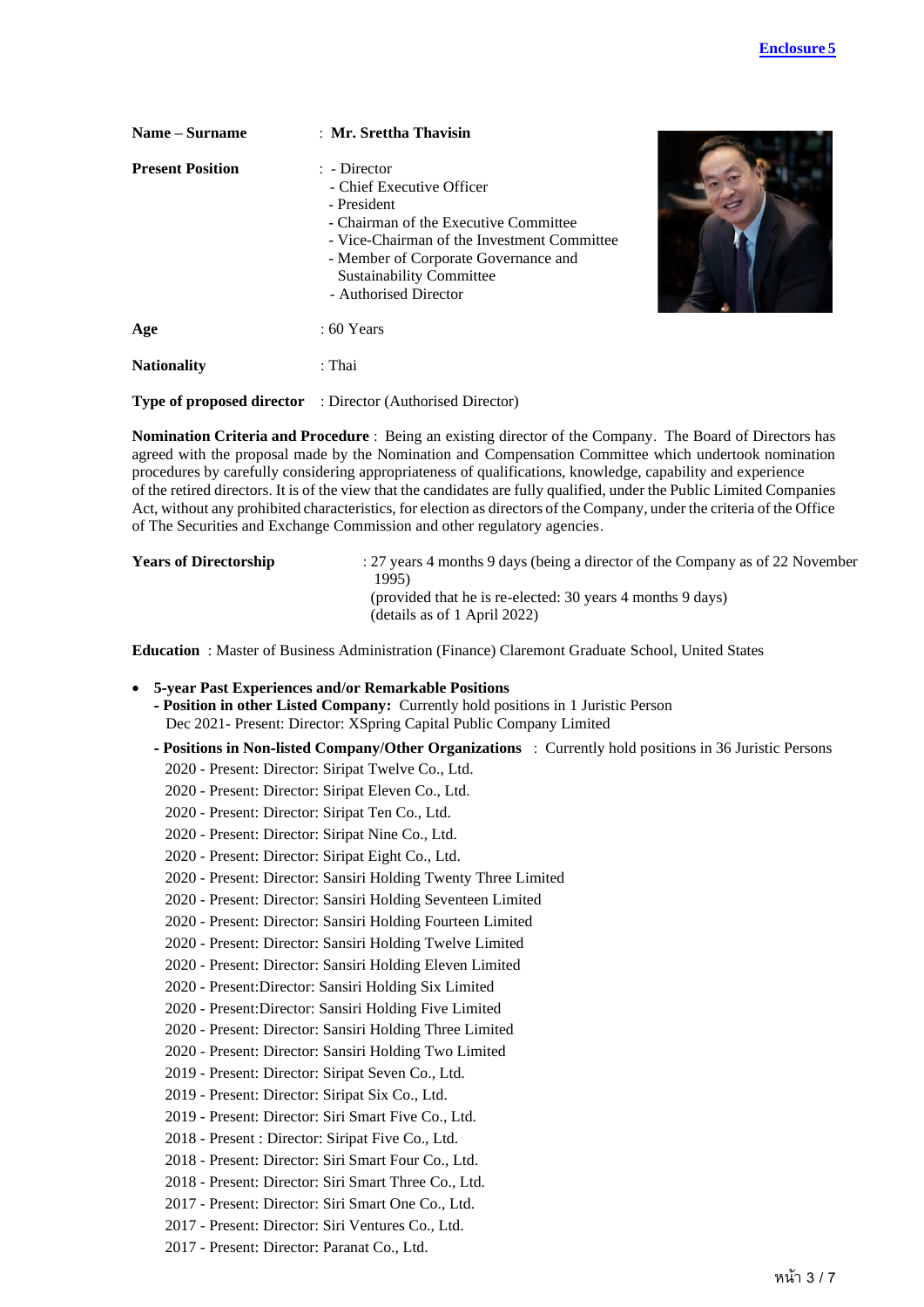**Enclosure 5**

| | |
|---|---|
| **Name – Surname** | : **Mr. Srettha Thavisin** |
| **Present Position** | : - Director<br>- Chief Executive Officer<br>- President<br>- Chairman of the Executive Committee<br>- Vice-Chairman of the Investment Committee<br>- Member of Corporate Governance and Sustainability Committee<br>- Authorised Director |
| **Age** | : 60 Years |
| **Nationality** | : Thai |
| **Type of proposed director** | : Director (Authorised Director) |

**Nomination Criteria and Procedure** : Being an existing director of the Company. The Board of Directors has agreed with the proposal made by the Nomination and Compensation Committee which undertook nomination procedures by carefully considering appropriateness of qualifications, knowledge, capability and experience of the retired directors. It is of the view that the candidates are fully qualified, under the Public Limited Companies Act, without any prohibited characteristics, for election as directors of the Company, under the criteria of the Office of The Securities and Exchange Commission and other regulatory agencies.

**Years of Directorship** : 27 years 4 months 9 days (being a director of the Company as of 22 November 1995)
(provided that he is re-elected: 30 years 4 months 9 days)
(details as of 1 April 2022)

**Education** : Master of Business Administration (Finance) Claremont Graduate School, United States

- **5-year Past Experiences and/or Remarkable Positions**
  - **Position in other Listed Company:** Currently hold positions in 1 Juristic Person
    Dec 2021- Present: Director: XSpring Capital Public Company Limited
  - **Positions in Non-listed Company/Other Organizations** : Currently hold positions in 36 Juristic Persons
    2020 - Present: Director: Siripat Twelve Co., Ltd.
    2020 - Present: Director: Siripat Eleven Co., Ltd.
    2020 - Present: Director: Siripat Ten Co., Ltd.
    2020 - Present: Director: Siripat Nine Co., Ltd.
    2020 - Present: Director: Siripat Eight Co., Ltd.
    2020 - Present: Director: Sansiri Holding Twenty Three Limited
    2020 - Present: Director: Sansiri Holding Seventeen Limited
    2020 - Present: Director: Sansiri Holding Fourteen Limited
    2020 - Present: Director: Sansiri Holding Twelve Limited
    2020 - Present: Director: Sansiri Holding Eleven Limited
    2020 - Present:Director: Sansiri Holding Six Limited
    2020 - Present:Director: Sansiri Holding Five Limited
    2020 - Present: Director: Sansiri Holding Three Limited
    2020 - Present: Director: Sansiri Holding Two Limited
    2019 - Present: Director: Siripat Seven Co., Ltd.
    2019 - Present: Director: Siripat Six Co., Ltd.
    2019 - Present: Director: Siri Smart Five Co., Ltd.
    2018 - Present : Director: Siripat Five Co., Ltd.
    2018 - Present: Director: Siri Smart Four Co., Ltd.
    2018 - Present: Director: Siri Smart Three Co., Ltd.
    2017 - Present: Director: Siri Smart One Co., Ltd.
    2017 - Present: Director: Siri Ventures Co., Ltd.
    2017 - Present: Director: Paranat Co., Ltd.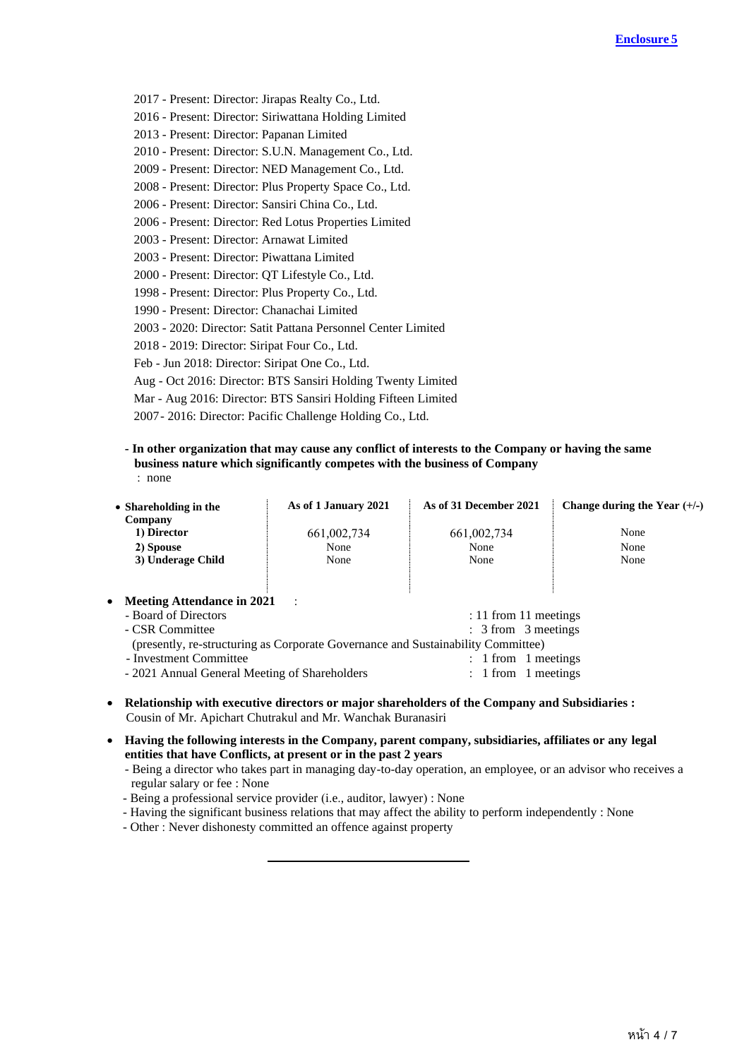Enclosure 5

2017 - Present: Director: Jirapas Realty Co., Ltd.
2016 - Present: Director: Siriwattana Holding Limited
2013 - Present: Director: Papanan Limited
2010 - Present: Director: S.U.N. Management Co., Ltd.
2009 - Present: Director: NED Management Co., Ltd.
2008 - Present: Director: Plus Property Space Co., Ltd.
2006 - Present: Director: Sansiri China Co., Ltd.
2006 - Present: Director: Red Lotus Properties Limited
2003 - Present: Director: Arnawat Limited
2003 - Present: Director: Piwattana Limited
2000 - Present: Director: QT Lifestyle Co., Ltd.
1998 - Present: Director: Plus Property Co., Ltd.
1990 - Present: Director: Chanachai Limited
2003 - 2020: Director: Satit Pattana Personnel Center Limited
2018 - 2019: Director: Siripat Four Co., Ltd.
Feb - Jun 2018: Director: Siripat One Co., Ltd.
Aug - Oct 2016: Director: BTS Sansiri Holding Twenty Limited
Mar - Aug 2016: Director: BTS Sansiri Holding Fifteen Limited
2007- 2016: Director: Pacific Challenge Holding Co., Ltd.

**- In other organization that may cause any conflict of interests to the Company or having the same business nature which significantly competes with the business of Company**
: none

| • **Shareholding in the Company** | **As of 1 January 2021** | **As of 31 December 2021** | **Change during the Year (+/-)** |
|---|---|---|---|
| **1) Director** | 661,002,734 | 661,002,734 | None |
| **2) Spouse** | None | None | None |
| **3) Underage Child** | None | None | None |

- **Meeting Attendance in 2021** :
  - Board of Directors : 11 from 11 meetings
  - CSR Committee : 3 from 3 meetings
  (presently, re-structuring as Corporate Governance and Sustainability Committee)
  - Investment Committee : 1 from 1 meetings
  - 2021 Annual General Meeting of Shareholders : 1 from 1 meetings

- **Relationship with executive directors or major shareholders of the Company and Subsidiaries :**
  Cousin of Mr. Apichart Chutrakul and Mr. Wanchak Buranasiri

- **Having the following interests in the Company, parent company, subsidiaries, affiliates or any legal entities that have Conflicts, at present or in the past 2 years**
  - Being a director who takes part in managing day-to-day operation, an employee, or an advisor who receives a regular salary or fee : None
  - Being a professional service provider (i.e., auditor, lawyer) : None
  - Having the significant business relations that may affect the ability to perform independently : None
  - Other : Never dishonesty committed an offence against property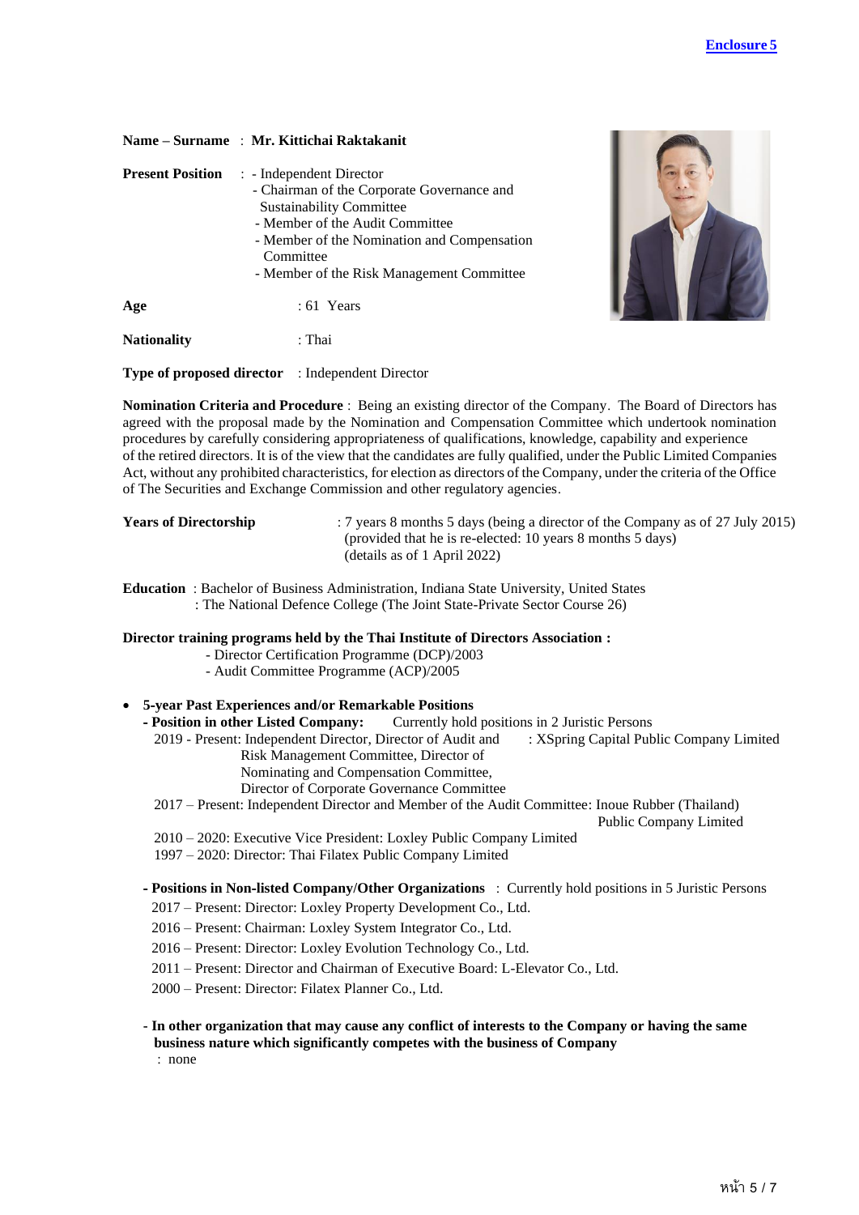Enclosure 5

**Name – Surname** : **Mr. Kittichai Raktakanit**

**Present Position** :
- Independent Director
- Chairman of the Corporate Governance and Sustainability Committee
- Member of the Audit Committee
- Member of the Nomination and Compensation Committee
- Member of the Risk Management Committee

**Age** : 61 Years

**Nationality** : Thai

**Type of proposed director** : Independent Director

**Nomination Criteria and Procedure** : Being an existing director of the Company. The Board of Directors has agreed with the proposal made by the Nomination and Compensation Committee which undertook nomination procedures by carefully considering appropriateness of qualifications, knowledge, capability and experience of the retired directors. It is of the view that the candidates are fully qualified, under the Public Limited Companies Act, without any prohibited characteristics, for election as directors of the Company, under the criteria of the Office of The Securities and Exchange Commission and other regulatory agencies.

**Years of Directorship** : 7 years 8 months 5 days (being a director of the Company as of 27 July 2015) (provided that he is re-elected: 10 years 8 months 5 days) (details as of 1 April 2022)

**Education** : Bachelor of Business Administration, Indiana State University, United States
: The National Defence College (The Joint State-Private Sector Course 26)

**Director training programs held by the Thai Institute of Directors Association :**
- Director Certification Programme (DCP)/2003
- Audit Committee Programme (ACP)/2005

- **5-year Past Experiences and/or Remarkable Positions**

**- Position in other Listed Company:** Currently hold positions in 2 Juristic Persons

2019 - Present: Independent Director, Director of Audit and Risk Management Committee, Director of Nominating and Compensation Committee, Director of Corporate Governance Committee : XSpring Capital Public Company Limited

2017 – Present: Independent Director and Member of the Audit Committee: Inoue Rubber (Thailand) Public Company Limited

2010 – 2020: Executive Vice President: Loxley Public Company Limited

1997 – 2020: Director: Thai Filatex Public Company Limited

**- Positions in Non-listed Company/Other Organizations** : Currently hold positions in 5 Juristic Persons

2017 – Present: Director: Loxley Property Development Co., Ltd.

2016 – Present: Chairman: Loxley System Integrator Co., Ltd.

2016 – Present: Director: Loxley Evolution Technology Co., Ltd.

2011 – Present: Director and Chairman of Executive Board: L-Elevator Co., Ltd.

2000 – Present: Director: Filatex Planner Co., Ltd.

**- In other organization that may cause any conflict of interests to the Company or having the same business nature which significantly competes with the business of Company**

: none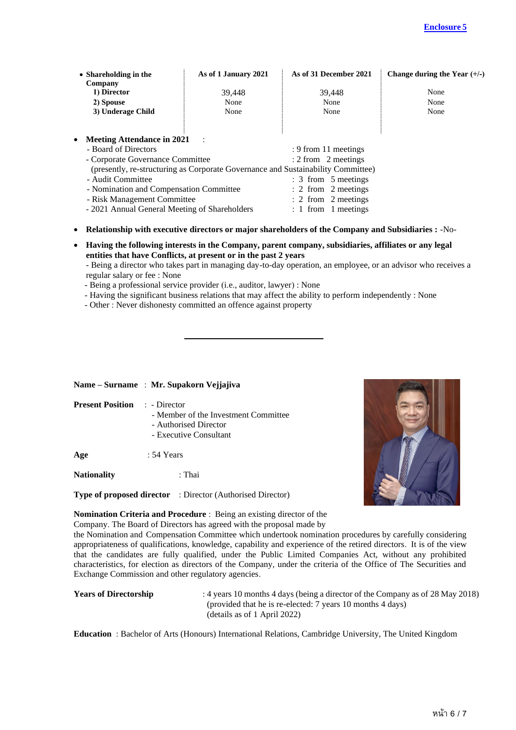**Enclosure 5**

| • Shareholding in the Company | As of 1 January 2021 | As of 31 December 2021 | Change during the Year (+/-) |
|---|---|---|---|
| 1) Director | 39,448 | 39,448 | None |
| 2) Spouse | None | None | None |
| 3) Underage Child | None | None | None |

- **Meeting Attendance in 2021** :
  - Board of Directors : 9 from 11 meetings
  - Corporate Governance Committee : 2 from 2 meetings
    (presently, re-structuring as Corporate Governance and Sustainability Committee)
  - Audit Committee : 3 from 5 meetings
  - Nomination and Compensation Committee : 2 from 2 meetings
  - Risk Management Committee : 2 from 2 meetings
  - 2021 Annual General Meeting of Shareholders : 1 from 1 meetings

- **Relationship with executive directors or major shareholders of the Company and Subsidiaries :** -No-

- **Having the following interests in the Company, parent company, subsidiaries, affiliates or any legal entities that have Conflicts, at present or in the past 2 years**
  - Being a director who takes part in managing day-to-day operation, an employee, or an advisor who receives a regular salary or fee : None
  - Being a professional service provider (i.e., auditor, lawyer) : None
  - Having the significant business relations that may affect the ability to perform independently : None
  - Other : Never dishonesty committed an offence against property

---

**Name – Surname** : **Mr. Supakorn Vejjajiva**

**Present Position** : - Director
- Member of the Investment Committee
- Authorised Director
- Executive Consultant

**Age** : 54 Years

**Nationality** : Thai

**Type of proposed director** : Director (Authorised Director)

**Nomination Criteria and Procedure** : Being an existing director of the Company. The Board of Directors has agreed with the proposal made by the Nomination and Compensation Committee which undertook nomination procedures by carefully considering appropriateness of qualifications, knowledge, capability and experience of the retired directors. It is of the view that the candidates are fully qualified, under the Public Limited Companies Act, without any prohibited characteristics, for election as directors of the Company, under the criteria of the Office of The Securities and Exchange Commission and other regulatory agencies.

**Years of Directorship** : 4 years 10 months 4 days (being a director of the Company as of 28 May 2018)
(provided that he is re-elected: 7 years 10 months 4 days)
(details as of 1 April 2022)

**Education** : Bachelor of Arts (Honours) International Relations, Cambridge University, The United Kingdom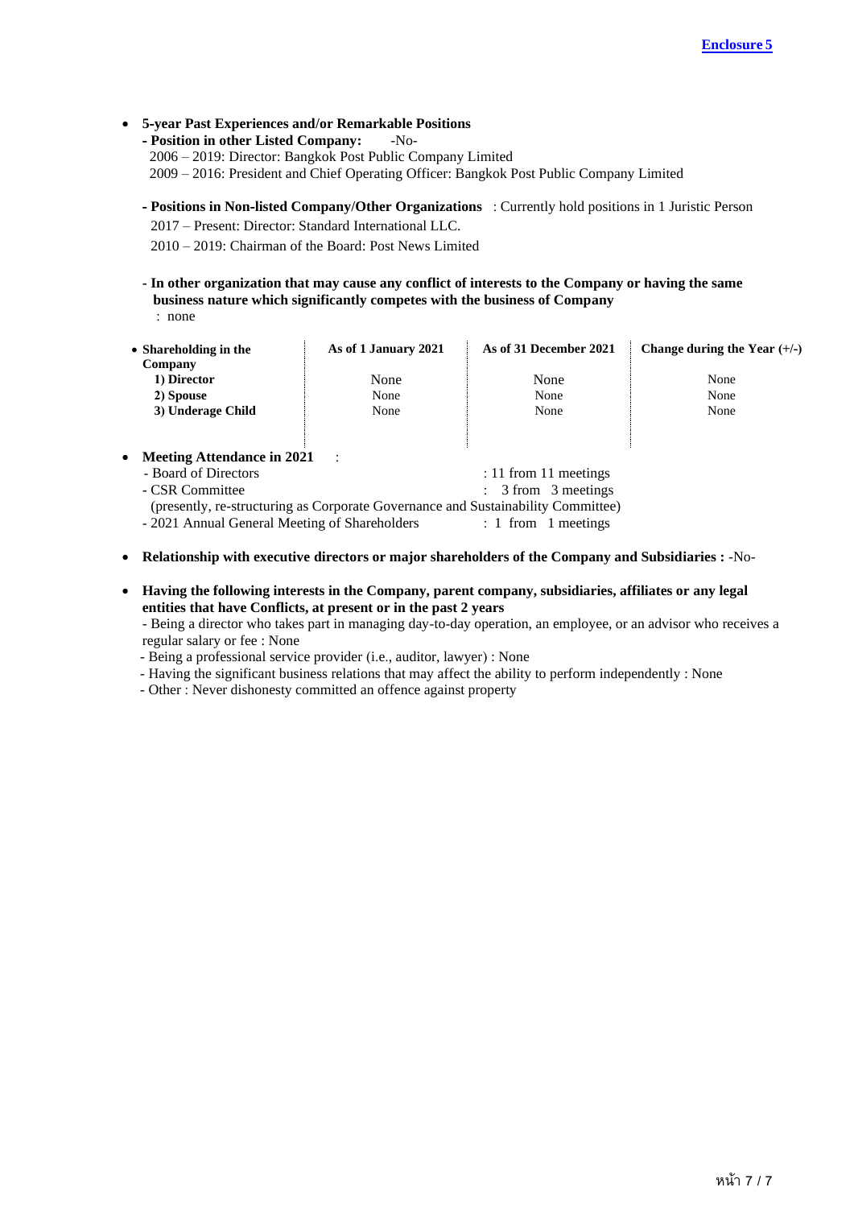- **5-year Past Experiences and/or Remarkable Positions**
  - **- Position in other Listed Company:** -No-
    2006 – 2019: Director: Bangkok Post Public Company Limited
    2009 – 2016: President and Chief Operating Officer: Bangkok Post Public Company Limited
  - **- Positions in Non-listed Company/Other Organizations** : Currently hold positions in 1 Juristic Person
    2017 – Present: Director: Standard International LLC.
    2010 – 2019: Chairman of the Board: Post News Limited
  - **- In other organization that may cause any conflict of interests to the Company or having the same business nature which significantly competes with the business of Company**
    : none

| • Shareholding in the Company | As of 1 January 2021 | As of 31 December 2021 | Change during the Year (+/-) |
|---|---|---|---|
| 1) Director | None | None | None |
| 2) Spouse | None | None | None |
| 3) Underage Child | None | None | None |

- **Meeting Attendance in 2021** :
  - Board of Directors : 11 from 11 meetings
  - CSR Committee : 3 from 3 meetings
    (presently, re-structuring as Corporate Governance and Sustainability Committee)
  - 2021 Annual General Meeting of Shareholders : 1 from 1 meetings

- **Relationship with executive directors or major shareholders of the Company and Subsidiaries :** -No-

- **Having the following interests in the Company, parent company, subsidiaries, affiliates or any legal entities that have Conflicts, at present or in the past 2 years**
  - Being a director who takes part in managing day-to-day operation, an employee, or an advisor who receives a regular salary or fee : None
  - Being a professional service provider (i.e., auditor, lawyer) : None
  - Having the significant business relations that may affect the ability to perform independently : None
  - Other : Never dishonesty committed an offence against property